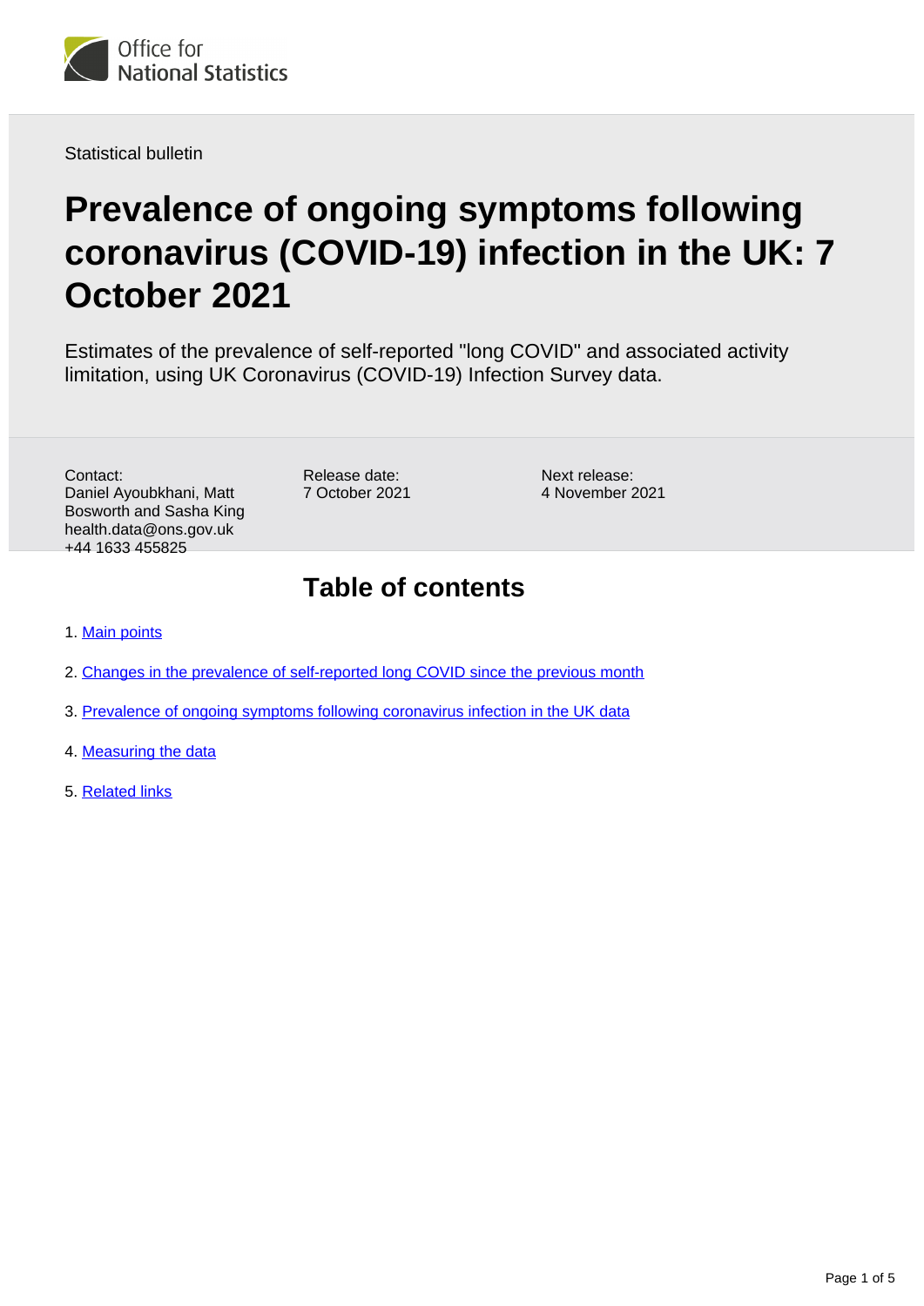Office for National Statistics

Statistical bulletin

# Prevalence of ongoing symptoms following coronavirus (COVID-19) infection in the UK: 7 October 2021

Estimates of the prevalence of self-reported "long COVID" and associated activity limitation, using UK Coronavirus (COVID-19) Infection Survey data.

Contact:
Daniel Ayoubkhani, Matt Bosworth and Sasha King
health.data@ons.gov.uk
+44 1633 455825

Release date:
7 October 2021

Next release:
4 November 2021

## Table of contents

1. Main points
2. Changes in the prevalence of self-reported long COVID since the previous month
3. Prevalence of ongoing symptoms following coronavirus infection in the UK data
4. Measuring the data
5. Related links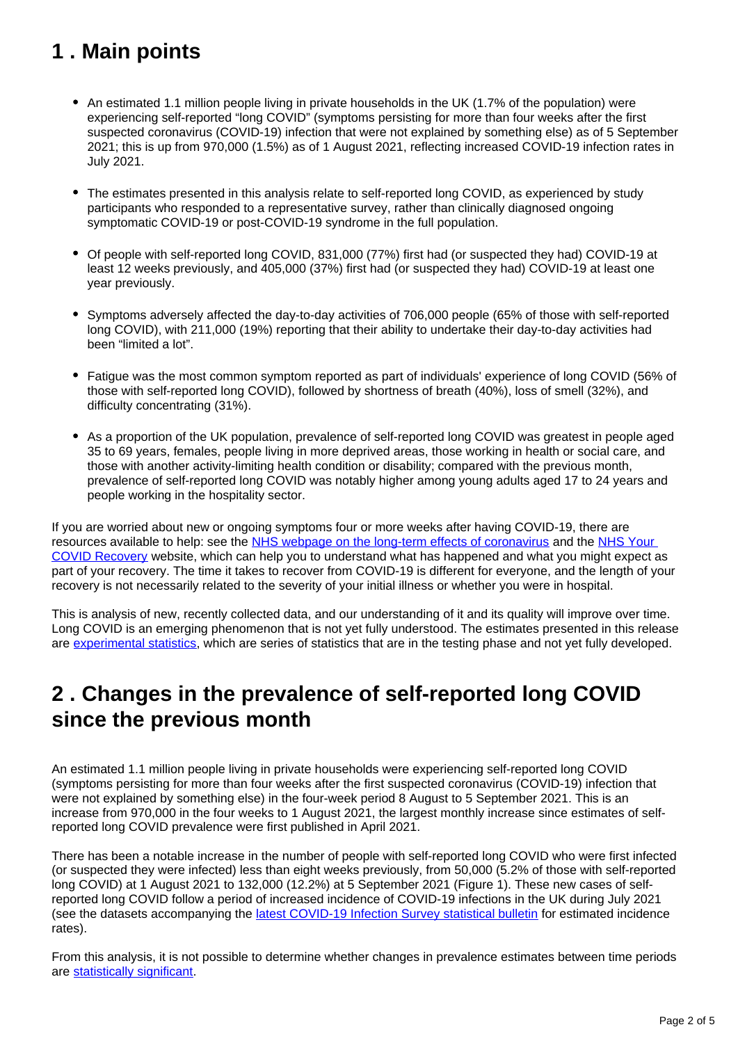## 1 . Main points

- An estimated 1.1 million people living in private households in the UK (1.7% of the population) were experiencing self-reported "long COVID" (symptoms persisting for more than four weeks after the first suspected coronavirus (COVID-19) infection that were not explained by something else) as of 5 September 2021; this is up from 970,000 (1.5%) as of 1 August 2021, reflecting increased COVID-19 infection rates in July 2021.

- The estimates presented in this analysis relate to self-reported long COVID, as experienced by study participants who responded to a representative survey, rather than clinically diagnosed ongoing symptomatic COVID-19 or post-COVID-19 syndrome in the full population.

- Of people with self-reported long COVID, 831,000 (77%) first had (or suspected they had) COVID-19 at least 12 weeks previously, and 405,000 (37%) first had (or suspected they had) COVID-19 at least one year previously.

- Symptoms adversely affected the day-to-day activities of 706,000 people (65% of those with self-reported long COVID), with 211,000 (19%) reporting that their ability to undertake their day-to-day activities had been "limited a lot".

- Fatigue was the most common symptom reported as part of individuals' experience of long COVID (56% of those with self-reported long COVID), followed by shortness of breath (40%), loss of smell (32%), and difficulty concentrating (31%).

- As a proportion of the UK population, prevalence of self-reported long COVID was greatest in people aged 35 to 69 years, females, people living in more deprived areas, those working in health or social care, and those with another activity-limiting health condition or disability; compared with the previous month, prevalence of self-reported long COVID was notably higher among young adults aged 17 to 24 years and people working in the hospitality sector.

If you are worried about new or ongoing symptoms four or more weeks after having COVID-19, there are resources available to help: see the NHS webpage on the long-term effects of coronavirus and the NHS Your COVID Recovery website, which can help you to understand what has happened and what you might expect as part of your recovery. The time it takes to recover from COVID-19 is different for everyone, and the length of your recovery is not necessarily related to the severity of your initial illness or whether you were in hospital.

This is analysis of new, recently collected data, and our understanding of it and its quality will improve over time. Long COVID is an emerging phenomenon that is not yet fully understood. The estimates presented in this release are experimental statistics, which are series of statistics that are in the testing phase and not yet fully developed.

## 2 . Changes in the prevalence of self-reported long COVID since the previous month

An estimated 1.1 million people living in private households were experiencing self-reported long COVID (symptoms persisting for more than four weeks after the first suspected coronavirus (COVID-19) infection that were not explained by something else) in the four-week period 8 August to 5 September 2021. This is an increase from 970,000 in the four weeks to 1 August 2021, the largest monthly increase since estimates of self-reported long COVID prevalence were first published in April 2021.

There has been a notable increase in the number of people with self-reported long COVID who were first infected (or suspected they were infected) less than eight weeks previously, from 50,000 (5.2% of those with self-reported long COVID) at 1 August 2021 to 132,000 (12.2%) at 5 September 2021 (Figure 1). These new cases of self-reported long COVID follow a period of increased incidence of COVID-19 infections in the UK during July 2021 (see the datasets accompanying the latest COVID-19 Infection Survey statistical bulletin for estimated incidence rates).

From this analysis, it is not possible to determine whether changes in prevalence estimates between time periods are statistically significant.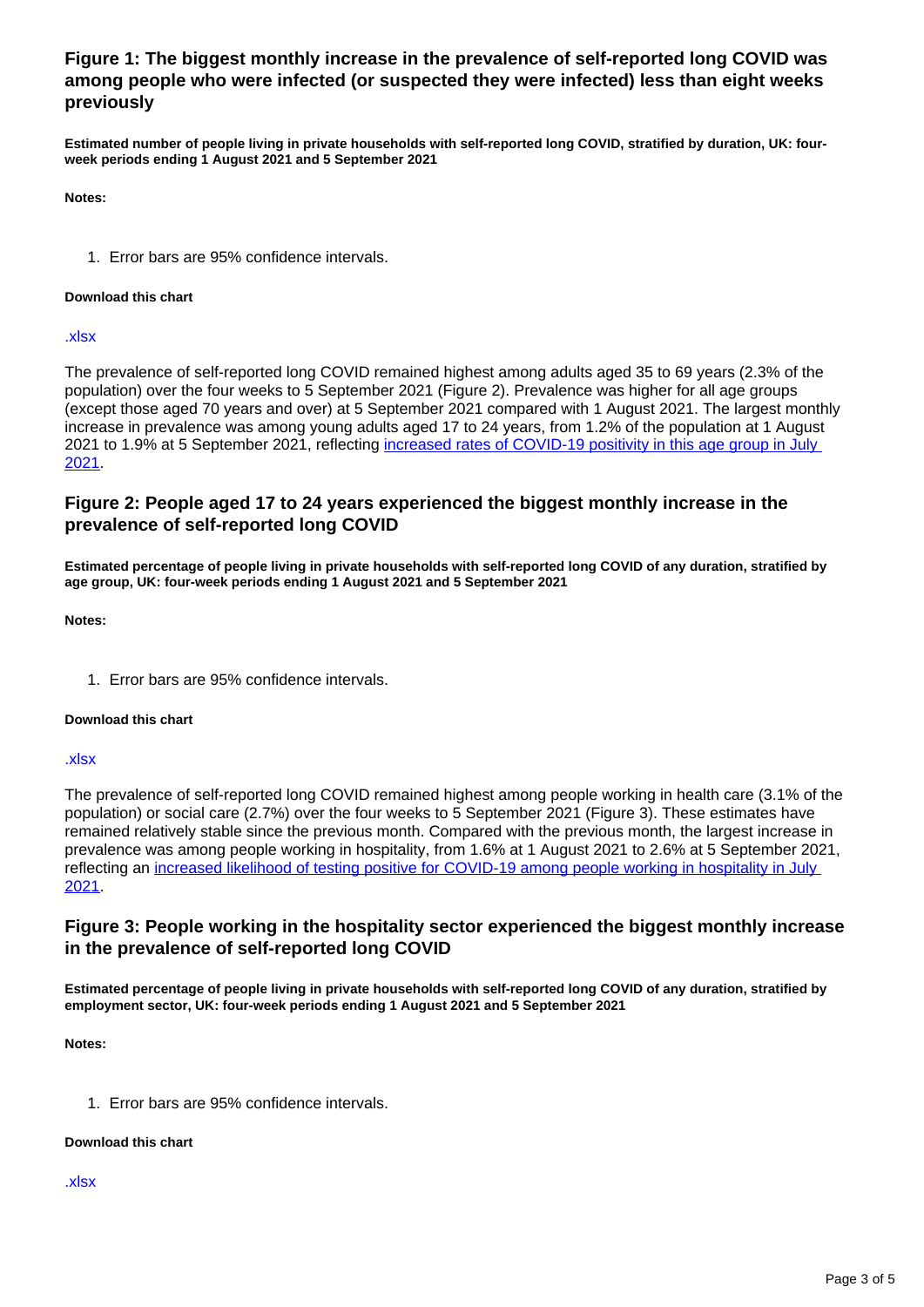### Figure 1: The biggest monthly increase in the prevalence of self-reported long COVID was among people who were infected (or suspected they were infected) less than eight weeks previously

**Estimated number of people living in private households with self-reported long COVID, stratified by duration, UK: four-week periods ending 1 August 2021 and 5 September 2021**

**Notes:**

1. Error bars are 95% confidence intervals.

**Download this chart**

.xlsx

The prevalence of self-reported long COVID remained highest among adults aged 35 to 69 years (2.3% of the population) over the four weeks to 5 September 2021 (Figure 2). Prevalence was higher for all age groups (except those aged 70 years and over) at 5 September 2021 compared with 1 August 2021. The largest monthly increase in prevalence was among young adults aged 17 to 24 years, from 1.2% of the population at 1 August 2021 to 1.9% at 5 September 2021, reflecting increased rates of COVID-19 positivity in this age group in July 2021.

### Figure 2: People aged 17 to 24 years experienced the biggest monthly increase in the prevalence of self-reported long COVID

**Estimated percentage of people living in private households with self-reported long COVID of any duration, stratified by age group, UK: four-week periods ending 1 August 2021 and 5 September 2021**

**Notes:**

1. Error bars are 95% confidence intervals.

**Download this chart**

.xlsx

The prevalence of self-reported long COVID remained highest among people working in health care (3.1% of the population) or social care (2.7%) over the four weeks to 5 September 2021 (Figure 3). These estimates have remained relatively stable since the previous month. Compared with the previous month, the largest increase in prevalence was among people working in hospitality, from 1.6% at 1 August 2021 to 2.6% at 5 September 2021, reflecting an increased likelihood of testing positive for COVID-19 among people working in hospitality in July 2021.

### Figure 3: People working in the hospitality sector experienced the biggest monthly increase in the prevalence of self-reported long COVID

**Estimated percentage of people living in private households with self-reported long COVID of any duration, stratified by employment sector, UK: four-week periods ending 1 August 2021 and 5 September 2021**

**Notes:**

1. Error bars are 95% confidence intervals.

**Download this chart**

.xlsx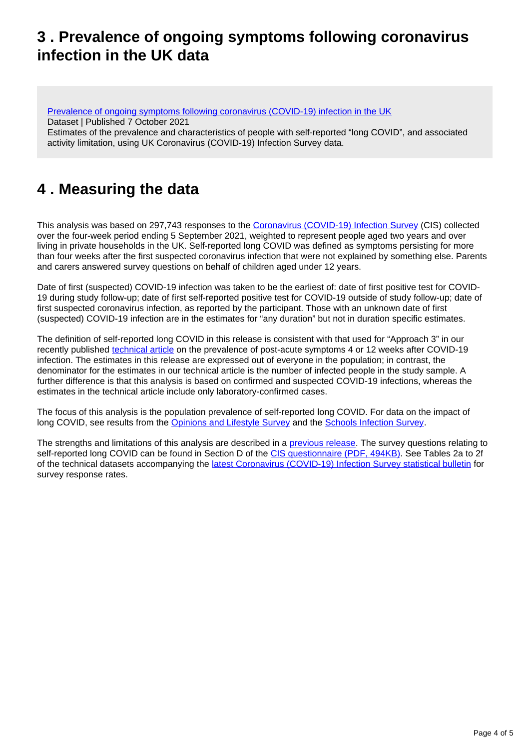## 3 . Prevalence of ongoing symptoms following coronavirus infection in the UK data

[Prevalence of ongoing symptoms following coronavirus (COVID-19) infection in the UK](#)
Dataset | Published 7 October 2021
Estimates of the prevalence and characteristics of people with self-reported "long COVID", and associated activity limitation, using UK Coronavirus (COVID-19) Infection Survey data.

## 4 . Measuring the data

This analysis was based on 297,743 responses to the [Coronavirus (COVID-19) Infection Survey](#) (CIS) collected over the four-week period ending 5 September 2021, weighted to represent people aged two years and over living in private households in the UK. Self-reported long COVID was defined as symptoms persisting for more than four weeks after the first suspected coronavirus infection that were not explained by something else. Parents and carers answered survey questions on behalf of children aged under 12 years.

Date of first (suspected) COVID-19 infection was taken to be the earliest of: date of first positive test for COVID-19 during study follow-up; date of first self-reported positive test for COVID-19 outside of study follow-up; date of first suspected coronavirus infection, as reported by the participant. Those with an unknown date of first (suspected) COVID-19 infection are in the estimates for "any duration" but not in duration specific estimates.

The definition of self-reported long COVID in this release is consistent with that used for "Approach 3" in our recently published [technical article](#) on the prevalence of post-acute symptoms 4 or 12 weeks after COVID-19 infection. The estimates in this release are expressed out of everyone in the population; in contrast, the denominator for the estimates in our technical article is the number of infected people in the study sample. A further difference is that this analysis is based on confirmed and suspected COVID-19 infections, whereas the estimates in the technical article include only laboratory-confirmed cases.

The focus of this analysis is the population prevalence of self-reported long COVID. For data on the impact of long COVID, see results from the [Opinions and Lifestyle Survey](#) and the [Schools Infection Survey](#).

The strengths and limitations of this analysis are described in a [previous release](#). The survey questions relating to self-reported long COVID can be found in Section D of the [CIS questionnaire (PDF, 494KB)](#). See Tables 2a to 2f of the technical datasets accompanying the [latest Coronavirus (COVID-19) Infection Survey statistical bulletin](#) for survey response rates.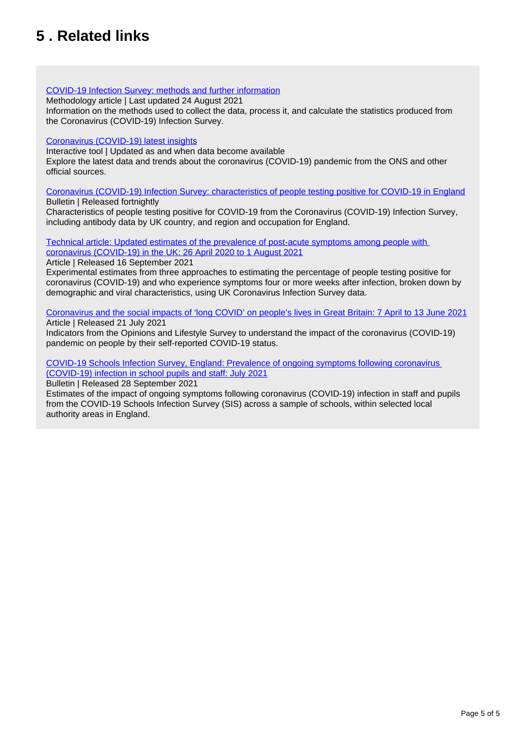## 5 . Related links

[COVID-19 Infection Survey: methods and further information]
Methodology article | Last updated 24 August 2021
Information on the methods used to collect the data, process it, and calculate the statistics produced from the Coronavirus (COVID-19) Infection Survey.

[Coronavirus (COVID-19) latest insights]
Interactive tool | Updated as and when data become available
Explore the latest data and trends about the coronavirus (COVID-19) pandemic from the ONS and other official sources.

[Coronavirus (COVID-19) Infection Survey: characteristics of people testing positive for COVID-19 in England]
Bulletin | Released fortnightly
Characteristics of people testing positive for COVID-19 from the Coronavirus (COVID-19) Infection Survey, including antibody data by UK country, and region and occupation for England.

[Technical article: Updated estimates of the prevalence of post-acute symptoms among people with coronavirus (COVID-19) in the UK: 26 April 2020 to 1 August 2021]
Article | Released 16 September 2021
Experimental estimates from three approaches to estimating the percentage of people testing positive for coronavirus (COVID-19) and who experience symptoms four or more weeks after infection, broken down by demographic and viral characteristics, using UK Coronavirus Infection Survey data.

[Coronavirus and the social impacts of 'long COVID' on people's lives in Great Britain: 7 April to 13 June 2021]
Article | Released 21 July 2021
Indicators from the Opinions and Lifestyle Survey to understand the impact of the coronavirus (COVID-19) pandemic on people by their self-reported COVID-19 status.

[COVID-19 Schools Infection Survey, England: Prevalence of ongoing symptoms following coronavirus (COVID-19) infection in school pupils and staff: July 2021]
Bulletin | Released 28 September 2021
Estimates of the impact of ongoing symptoms following coronavirus (COVID-19) infection in staff and pupils from the COVID-19 Schools Infection Survey (SIS) across a sample of schools, within selected local authority areas in England.